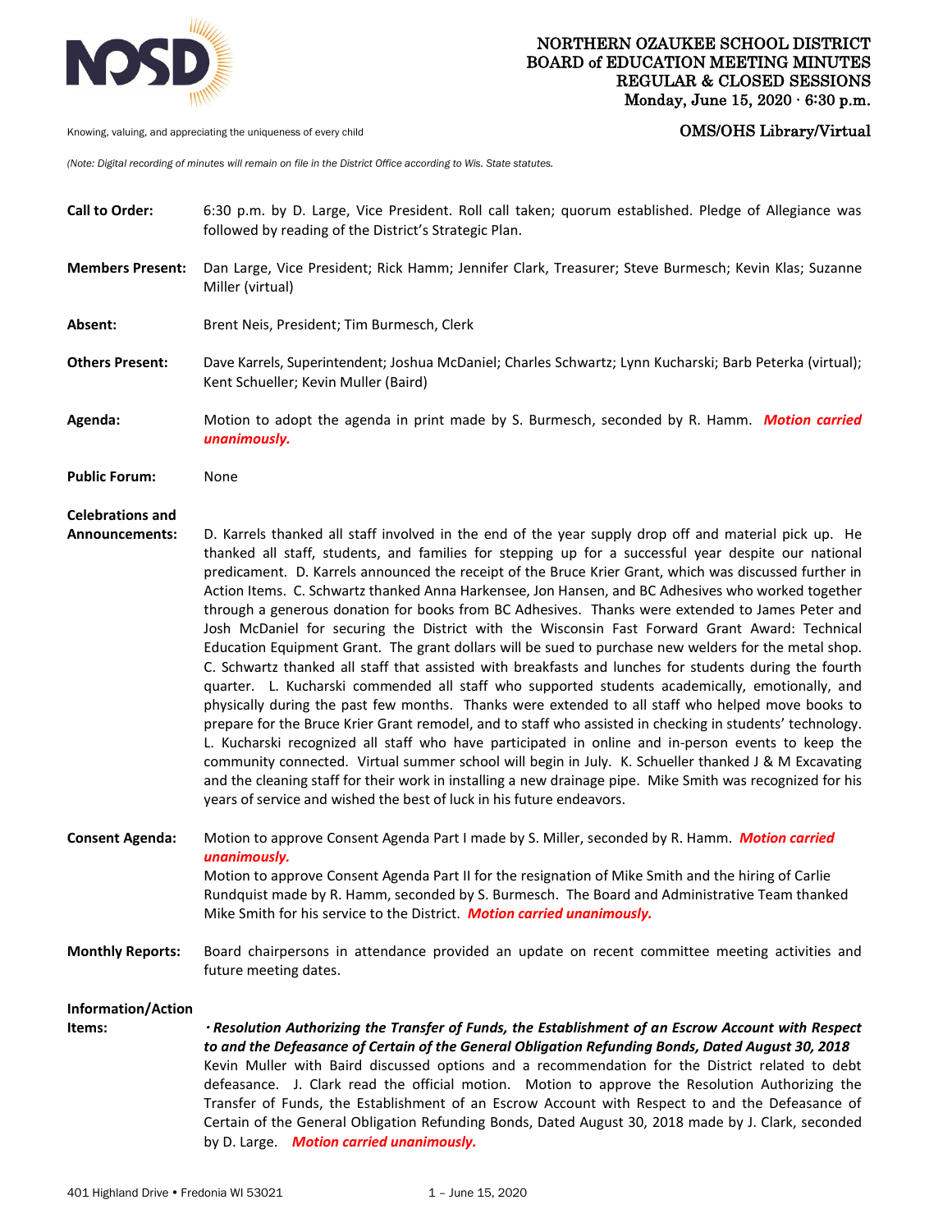# NORTHERN OZAUKEE SCHOOL DISTRICT
## BOARD of EDUCATION MEETING MINUTES
## REGULAR & CLOSED SESSIONS
**Monday, June 15, 2020 · 6:30 p.m.**

Knowing, valuing, and appreciating the uniqueness of every child

**OMS/OHS Library/Virtual**

*(Note: Digital recording of minutes will remain on file in the District Office according to Wis. State statutes.*

**Call to Order:** 6:30 p.m. by D. Large, Vice President. Roll call taken; quorum established. Pledge of Allegiance was followed by reading of the District's Strategic Plan.

**Members Present:** Dan Large, Vice President; Rick Hamm; Jennifer Clark, Treasurer; Steve Burmesch; Kevin Klas; Suzanne Miller (virtual)

**Absent:** Brent Neis, President; Tim Burmesch, Clerk

**Others Present:** Dave Karrels, Superintendent; Joshua McDaniel; Charles Schwartz; Lynn Kucharski; Barb Peterka (virtual); Kent Schueller; Kevin Muller (Baird)

**Agenda:** Motion to adopt the agenda in print made by S. Burmesch, seconded by R. Hamm. ***Motion carried unanimously.***

**Public Forum:** None

**Celebrations and Announcements:** D. Karrels thanked all staff involved in the end of the year supply drop off and material pick up. He thanked all staff, students, and families for stepping up for a successful year despite our national predicament. D. Karrels announced the receipt of the Bruce Krier Grant, which was discussed further in Action Items. C. Schwartz thanked Anna Harkensee, Jon Hansen, and BC Adhesives who worked together through a generous donation for books from BC Adhesives. Thanks were extended to James Peter and Josh McDaniel for securing the District with the Wisconsin Fast Forward Grant Award: Technical Education Equipment Grant. The grant dollars will be sued to purchase new welders for the metal shop. C. Schwartz thanked all staff that assisted with breakfasts and lunches for students during the fourth quarter. L. Kucharski commended all staff who supported students academically, emotionally, and physically during the past few months. Thanks were extended to all staff who helped move books to prepare for the Bruce Krier Grant remodel, and to staff who assisted in checking in students' technology. L. Kucharski recognized all staff who have participated in online and in-person events to keep the community connected. Virtual summer school will begin in July. K. Schueller thanked J & M Excavating and the cleaning staff for their work in installing a new drainage pipe. Mike Smith was recognized for his years of service and wished the best of luck in his future endeavors.

**Consent Agenda:** Motion to approve Consent Agenda Part I made by S. Miller, seconded by R. Hamm. ***Motion carried unanimously.***
Motion to approve Consent Agenda Part II for the resignation of Mike Smith and the hiring of Carlie Rundquist made by R. Hamm, seconded by S. Burmesch. The Board and Administrative Team thanked Mike Smith for his service to the District. ***Motion carried unanimously.***

**Monthly Reports:** Board chairpersons in attendance provided an update on recent committee meeting activities and future meeting dates.

**Information/Action Items:**

***· Resolution Authorizing the Transfer of Funds, the Establishment of an Escrow Account with Respect to and the Defeasance of Certain of the General Obligation Refunding Bonds, Dated August 30, 2018***
Kevin Muller with Baird discussed options and a recommendation for the District related to debt defeasance. J. Clark read the official motion. Motion to approve the Resolution Authorizing the Transfer of Funds, the Establishment of an Escrow Account with Respect to and the Defeasance of Certain of the General Obligation Refunding Bonds, Dated August 30, 2018 made by J. Clark, seconded by D. Large. ***Motion carried unanimously.***

401 Highland Drive • Fredonia WI 53021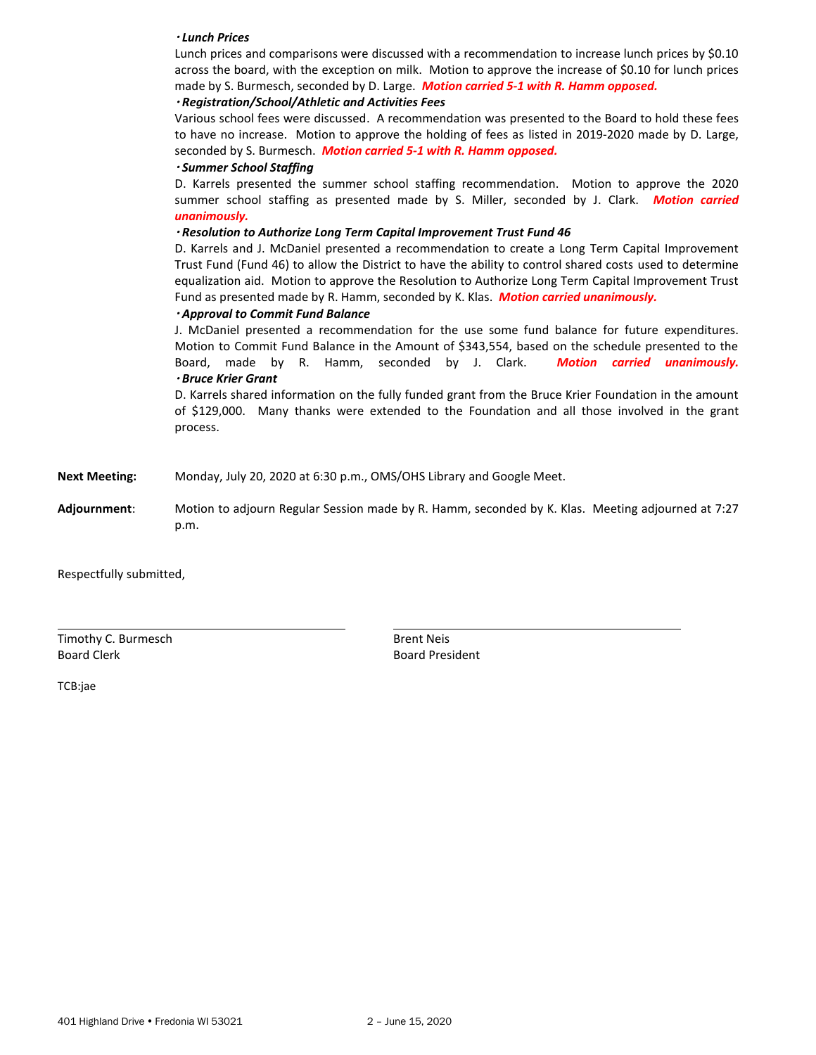**・*Lunch Prices***

Lunch prices and comparisons were discussed with a recommendation to increase lunch prices by $0.10 across the board, with the exception on milk. Motion to approve the increase of $0.10 for lunch prices made by S. Burmesch, seconded by D. Large. ***Motion carried 5-1 with R. Hamm opposed.***

**・*Registration/School/Athletic and Activities Fees***

Various school fees were discussed. A recommendation was presented to the Board to hold these fees to have no increase. Motion to approve the holding of fees as listed in 2019-2020 made by D. Large, seconded by S. Burmesch. ***Motion carried 5-1 with R. Hamm opposed.***

**・*Summer School Staffing***

D. Karrels presented the summer school staffing recommendation. Motion to approve the 2020 summer school staffing as presented made by S. Miller, seconded by J. Clark. ***Motion carried unanimously.***

**・*Resolution to Authorize Long Term Capital Improvement Trust Fund 46***

D. Karrels and J. McDaniel presented a recommendation to create a Long Term Capital Improvement Trust Fund (Fund 46) to allow the District to have the ability to control shared costs used to determine equalization aid. Motion to approve the Resolution to Authorize Long Term Capital Improvement Trust Fund as presented made by R. Hamm, seconded by K. Klas. ***Motion carried unanimously.***

**・*Approval to Commit Fund Balance***

J. McDaniel presented a recommendation for the use some fund balance for future expenditures. Motion to Commit Fund Balance in the Amount of $343,554, based on the schedule presented to the Board, made by R. Hamm, seconded by J. Clark. ***Motion carried unanimously.***

**・*Bruce Krier Grant***

D. Karrels shared information on the fully funded grant from the Bruce Krier Foundation in the amount of $129,000. Many thanks were extended to the Foundation and all those involved in the grant process.

**Next Meeting:** Monday, July 20, 2020 at 6:30 p.m., OMS/OHS Library and Google Meet.

**Adjournment**: Motion to adjourn Regular Session made by R. Hamm, seconded by K. Klas. Meeting adjourned at 7:27 p.m.

Respectfully submitted,

Timothy C. Burmesch
Board Clerk

Brent Neis
Board President

TCB:jae

401 Highland Drive • Fredonia WI 53021